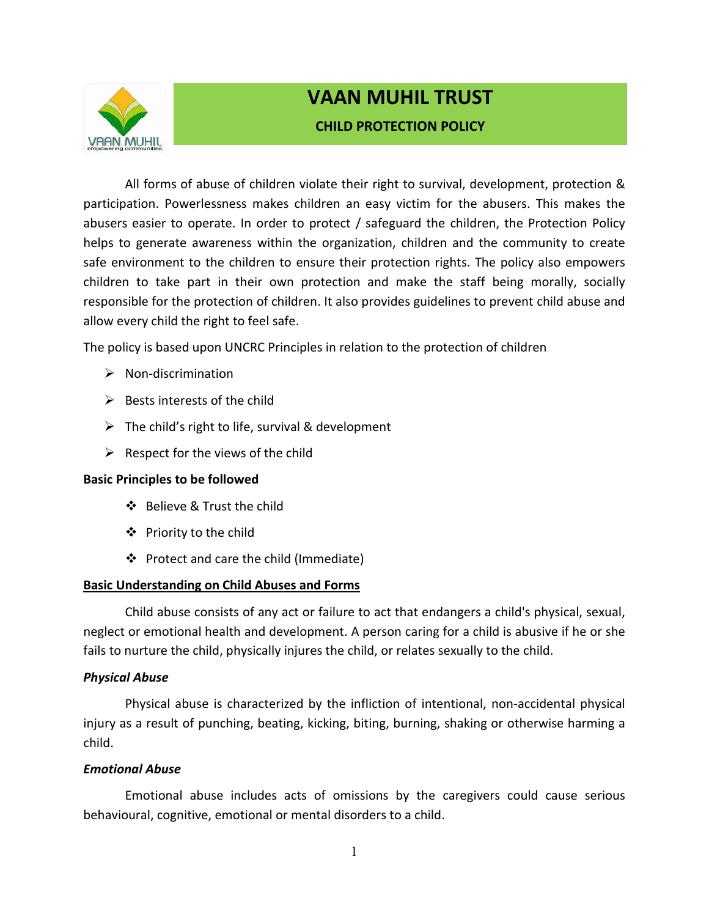# VAAN MUHIL TRUST

## CHILD PROTECTION POLICY

All forms of abuse of children violate their right to survival, development, protection & participation. Powerlessness makes children an easy victim for the abusers. This makes the abusers easier to operate. In order to protect / safeguard the children, the Protection Policy helps to generate awareness within the organization, children and the community to create safe environment to the children to ensure their protection rights. The policy also empowers children to take part in their own protection and make the staff being morally, socially responsible for the protection of children. It also provides guidelines to prevent child abuse and allow every child the right to feel safe.

The policy is based upon UNCRC Principles in relation to the protection of children

- Non-discrimination
- Bests interests of the child
- The child's right to life, survival & development
- Respect for the views of the child

**Basic Principles to be followed**

- Believe & Trust the child
- Priority to the child
- Protect and care the child (Immediate)

**<u>Basic Understanding on Child Abuses and Forms</u>**

Child abuse consists of any act or failure to act that endangers a child's physical, sexual, neglect or emotional health and development. A person caring for a child is abusive if he or she fails to nurture the child, physically injures the child, or relates sexually to the child.

***Physical Abuse***

Physical abuse is characterized by the infliction of intentional, non-accidental physical injury as a result of punching, beating, kicking, biting, burning, shaking or otherwise harming a child.

***Emotional Abuse***

Emotional abuse includes acts of omissions by the caregivers could cause serious behavioural, cognitive, emotional or mental disorders to a child.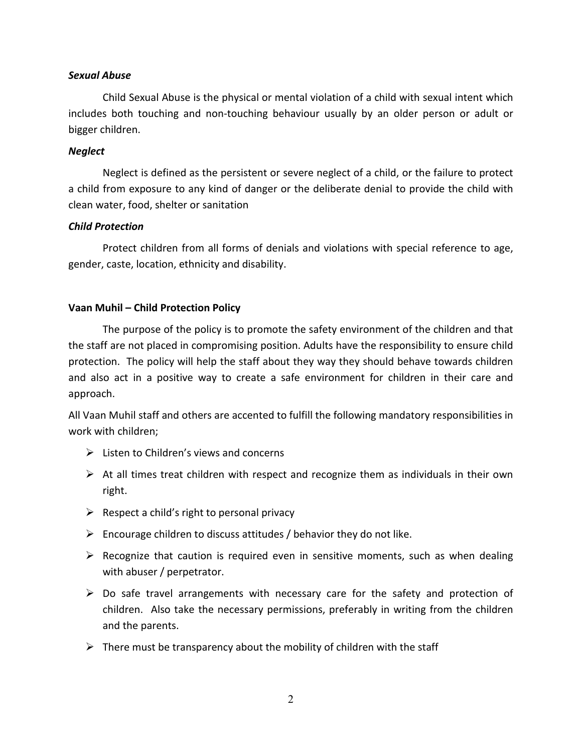***Sexual Abuse***

Child Sexual Abuse is the physical or mental violation of a child with sexual intent which includes both touching and non-touching behaviour usually by an older person or adult or bigger children.

***Neglect***

Neglect is defined as the persistent or severe neglect of a child, or the failure to protect a child from exposure to any kind of danger or the deliberate denial to provide the child with clean water, food, shelter or sanitation

***Child Protection***

Protect children from all forms of denials and violations with special reference to age, gender, caste, location, ethnicity and disability.

**Vaan Muhil – Child Protection Policy**

The purpose of the policy is to promote the safety environment of the children and that the staff are not placed in compromising position. Adults have the responsibility to ensure child protection. The policy will help the staff about they way they should behave towards children and also act in a positive way to create a safe environment for children in their care and approach.

All Vaan Muhil staff and others are accented to fulfill the following mandatory responsibilities in work with children;

- Listen to Children's views and concerns
- At all times treat children with respect and recognize them as individuals in their own right.
- Respect a child's right to personal privacy
- Encourage children to discuss attitudes / behavior they do not like.
- Recognize that caution is required even in sensitive moments, such as when dealing with abuser / perpetrator.
- Do safe travel arrangements with necessary care for the safety and protection of children. Also take the necessary permissions, preferably in writing from the children and the parents.
- There must be transparency about the mobility of children with the staff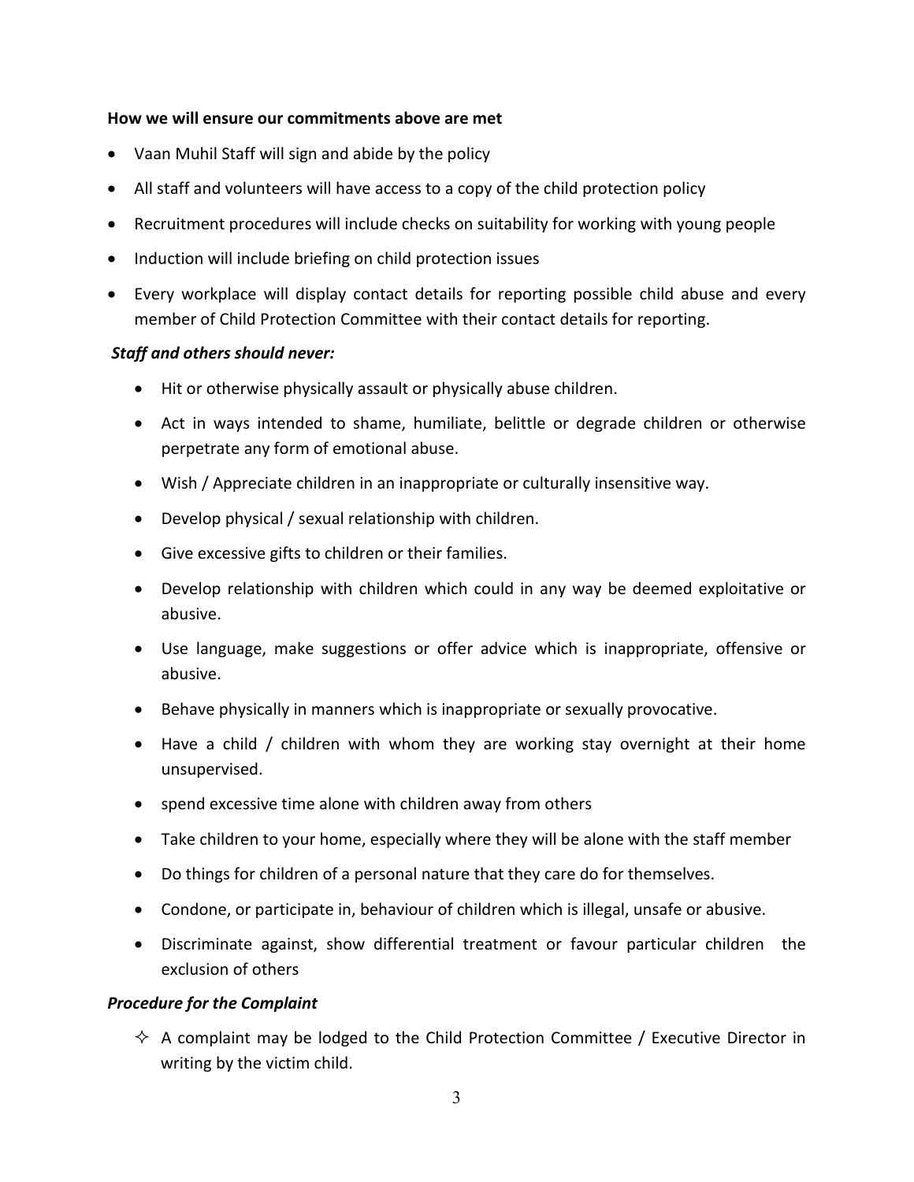**How we will ensure our commitments above are met**

- Vaan Muhil Staff will sign and abide by the policy
- All staff and volunteers will have access to a copy of the child protection policy
- Recruitment procedures will include checks on suitability for working with young people
- Induction will include briefing on child protection issues
- Every workplace will display contact details for reporting possible child abuse and every member of Child Protection Committee with their contact details for reporting.

***Staff and others should never:***

- Hit or otherwise physically assault or physically abuse children.
- Act in ways intended to shame, humiliate, belittle or degrade children or otherwise perpetrate any form of emotional abuse.
- Wish / Appreciate children in an inappropriate or culturally insensitive way.
- Develop physical / sexual relationship with children.
- Give excessive gifts to children or their families.
- Develop relationship with children which could in any way be deemed exploitative or abusive.
- Use language, make suggestions or offer advice which is inappropriate, offensive or abusive.
- Behave physically in manners which is inappropriate or sexually provocative.
- Have a child / children with whom they are working stay overnight at their home unsupervised.
- spend excessive time alone with children away from others
- Take children to your home, especially where they will be alone with the staff member
- Do things for children of a personal nature that they care do for themselves.
- Condone, or participate in, behaviour of children which is illegal, unsafe or abusive.
- Discriminate against, show differential treatment or favour particular children the exclusion of others

***Procedure for the Complaint***

- A complaint may be lodged to the Child Protection Committee / Executive Director in writing by the victim child.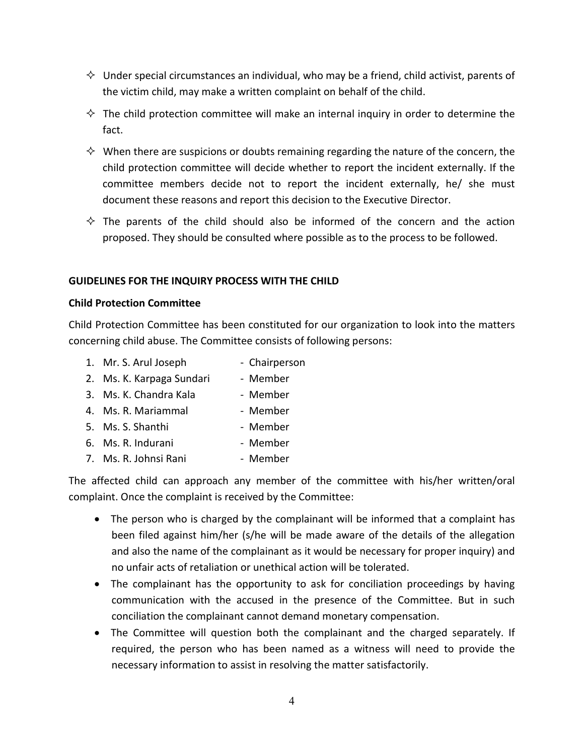- Under special circumstances an individual, who may be a friend, child activist, parents of the victim child, may make a written complaint on behalf of the child.
- The child protection committee will make an internal inquiry in order to determine the fact.
- When there are suspicions or doubts remaining regarding the nature of the concern, the child protection committee will decide whether to report the incident externally. If the committee members decide not to report the incident externally, he/ she must document these reasons and report this decision to the Executive Director.
- The parents of the child should also be informed of the concern and the action proposed. They should be consulted where possible as to the process to be followed.

**GUIDELINES FOR THE INQUIRY PROCESS WITH THE CHILD**

**Child Protection Committee**

Child Protection Committee has been constituted for our organization to look into the matters concerning child abuse. The Committee consists of following persons:

1. Mr. S. Arul Joseph - Chairperson
2. Ms. K. Karpaga Sundari - Member
3. Ms. K. Chandra Kala - Member
4. Ms. R. Mariammal - Member
5. Ms. S. Shanthi - Member
6. Ms. R. Indurani - Member
7. Ms. R. Johnsi Rani - Member

The affected child can approach any member of the committee with his/her written/oral complaint. Once the complaint is received by the Committee:

- The person who is charged by the complainant will be informed that a complaint has been filed against him/her (s/he will be made aware of the details of the allegation and also the name of the complainant as it would be necessary for proper inquiry) and no unfair acts of retaliation or unethical action will be tolerated.
- The complainant has the opportunity to ask for conciliation proceedings by having communication with the accused in the presence of the Committee. But in such conciliation the complainant cannot demand monetary compensation.
- The Committee will question both the complainant and the charged separately. If required, the person who has been named as a witness will need to provide the necessary information to assist in resolving the matter satisfactorily.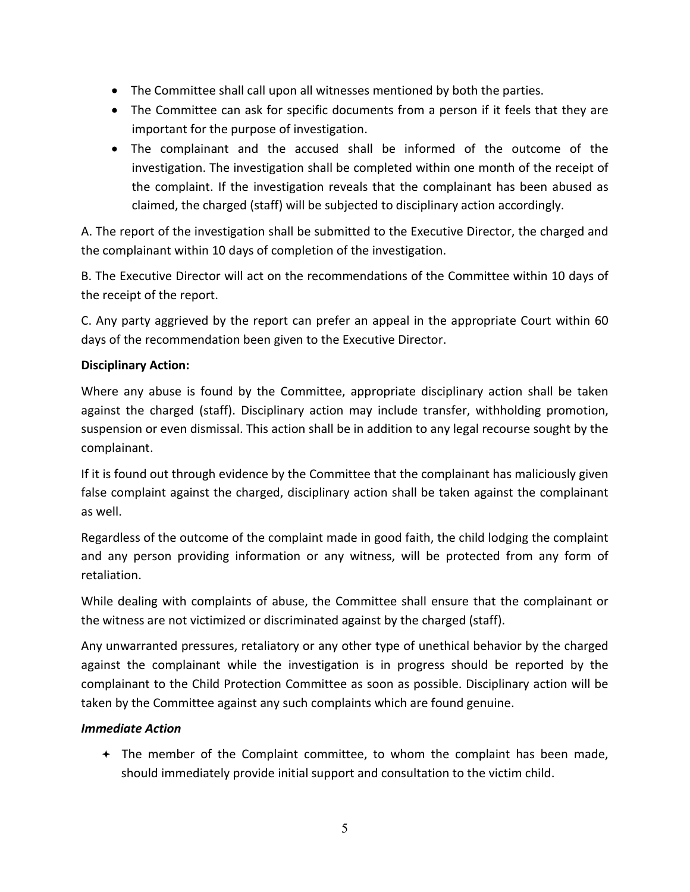- The Committee shall call upon all witnesses mentioned by both the parties.
- The Committee can ask for specific documents from a person if it feels that they are important for the purpose of investigation.
- The complainant and the accused shall be informed of the outcome of the investigation. The investigation shall be completed within one month of the receipt of the complaint. If the investigation reveals that the complainant has been abused as claimed, the charged (staff) will be subjected to disciplinary action accordingly.

A. The report of the investigation shall be submitted to the Executive Director, the charged and the complainant within 10 days of completion of the investigation.

B. The Executive Director will act on the recommendations of the Committee within 10 days of the receipt of the report.

C. Any party aggrieved by the report can prefer an appeal in the appropriate Court within 60 days of the recommendation been given to the Executive Director.

**Disciplinary Action:**

Where any abuse is found by the Committee, appropriate disciplinary action shall be taken against the charged (staff). Disciplinary action may include transfer, withholding promotion, suspension or even dismissal. This action shall be in addition to any legal recourse sought by the complainant.

If it is found out through evidence by the Committee that the complainant has maliciously given false complaint against the charged, disciplinary action shall be taken against the complainant as well.

Regardless of the outcome of the complaint made in good faith, the child lodging the complaint and any person providing information or any witness, will be protected from any form of retaliation.

While dealing with complaints of abuse, the Committee shall ensure that the complainant or the witness are not victimized or discriminated against by the charged (staff).

Any unwarranted pressures, retaliatory or any other type of unethical behavior by the charged against the complainant while the investigation is in progress should be reported by the complainant to the Child Protection Committee as soon as possible. Disciplinary action will be taken by the Committee against any such complaints which are found genuine.

***Immediate Action***

- The member of the Complaint committee, to whom the complaint has been made, should immediately provide initial support and consultation to the victim child.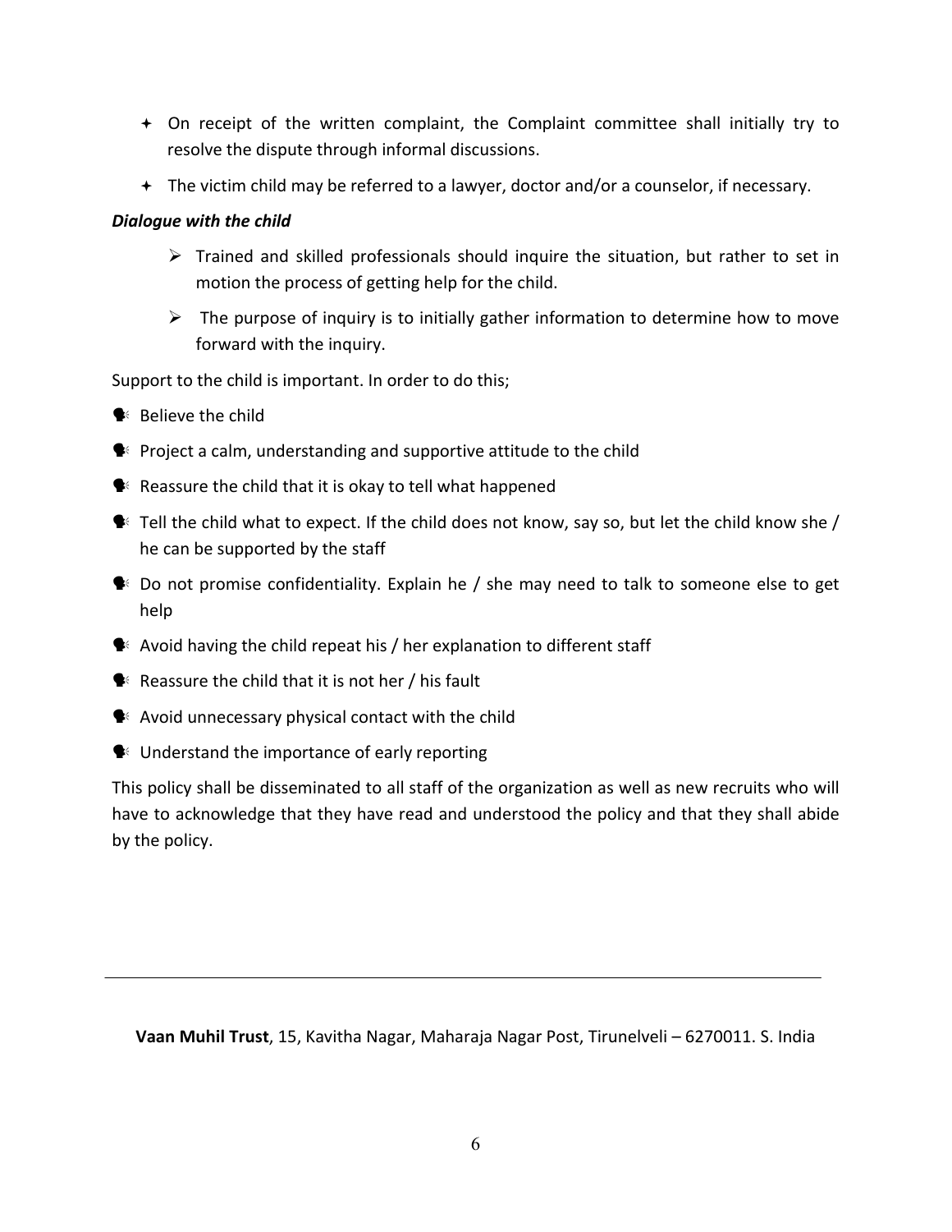- On receipt of the written complaint, the Complaint committee shall initially try to resolve the dispute through informal discussions.
- The victim child may be referred to a lawyer, doctor and/or a counselor, if necessary.

***Dialogue with the child***

- Trained and skilled professionals should inquire the situation, but rather to set in motion the process of getting help for the child.
- The purpose of inquiry is to initially gather information to determine how to move forward with the inquiry.

Support to the child is important. In order to do this;

- Believe the child
- Project a calm, understanding and supportive attitude to the child
- Reassure the child that it is okay to tell what happened
- Tell the child what to expect. If the child does not know, say so, but let the child know she / he can be supported by the staff
- Do not promise confidentiality. Explain he / she may need to talk to someone else to get help
- Avoid having the child repeat his / her explanation to different staff
- Reassure the child that it is not her / his fault
- Avoid unnecessary physical contact with the child
- Understand the importance of early reporting

This policy shall be disseminated to all staff of the organization as well as new recruits who will have to acknowledge that they have read and understood the policy and that they shall abide by the policy.